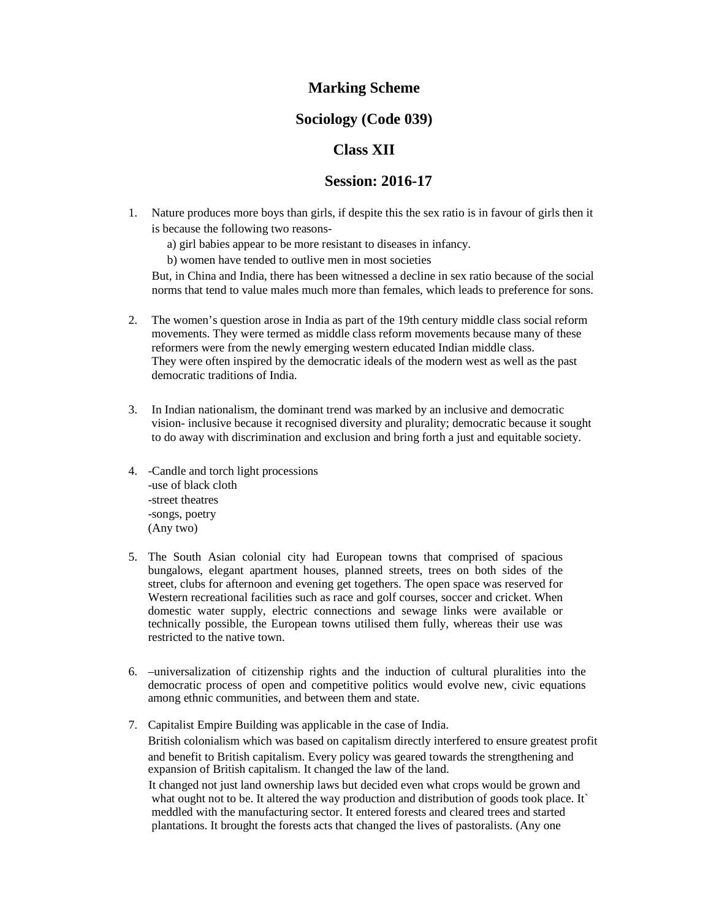# Marking Scheme

## Sociology (Code 039)

## Class XII

## Session: 2016-17

1. Nature produces more boys than girls, if despite this the sex ratio is in favour of girls then it is because the following two reasons-

   a) girl babies appear to be more resistant to diseases in infancy.

   b) women have tended to outlive men in most societies

   But, in China and India, there has been witnessed a decline in sex ratio because of the social norms that tend to value males much more than females, which leads to preference for sons.

2. The women's question arose in India as part of the 19th century middle class social reform movements. They were termed as middle class reform movements because many of these reformers were from the newly emerging western educated Indian middle class. They were often inspired by the democratic ideals of the modern west as well as the past democratic traditions of India.

3. In Indian nationalism, the dominant trend was marked by an inclusive and democratic vision- inclusive because it recognised diversity and plurality; democratic because it sought to do away with discrimination and exclusion and bring forth a just and equitable society.

4. -Candle and torch light processions
   -use of black cloth
   -street theatres
   -songs, poetry
   (Any two)

5. The South Asian colonial city had European towns that comprised of spacious bungalows, elegant apartment houses, planned streets, trees on both sides of the street, clubs for afternoon and evening get togethers. The open space was reserved for Western recreational facilities such as race and golf courses, soccer and cricket. When domestic water supply, electric connections and sewage links were available or technically possible, the European towns utilised them fully, whereas their use was restricted to the native town.

6. –universalization of citizenship rights and the induction of cultural pluralities into the democratic process of open and competitive politics would evolve new, civic equations among ethnic communities, and between them and state.

7. Capitalist Empire Building was applicable in the case of India.

   British colonialism which was based on capitalism directly interfered to ensure greatest profit and benefit to British capitalism. Every policy was geared towards the strengthening and expansion of British capitalism. It changed the law of the land.

   It changed not just land ownership laws but decided even what crops would be grown and what ought not to be. It altered the way production and distribution of goods took place. It` meddled with the manufacturing sector. It entered forests and cleared trees and started plantations. It brought the forests acts that changed the lives of pastoralists. (Any one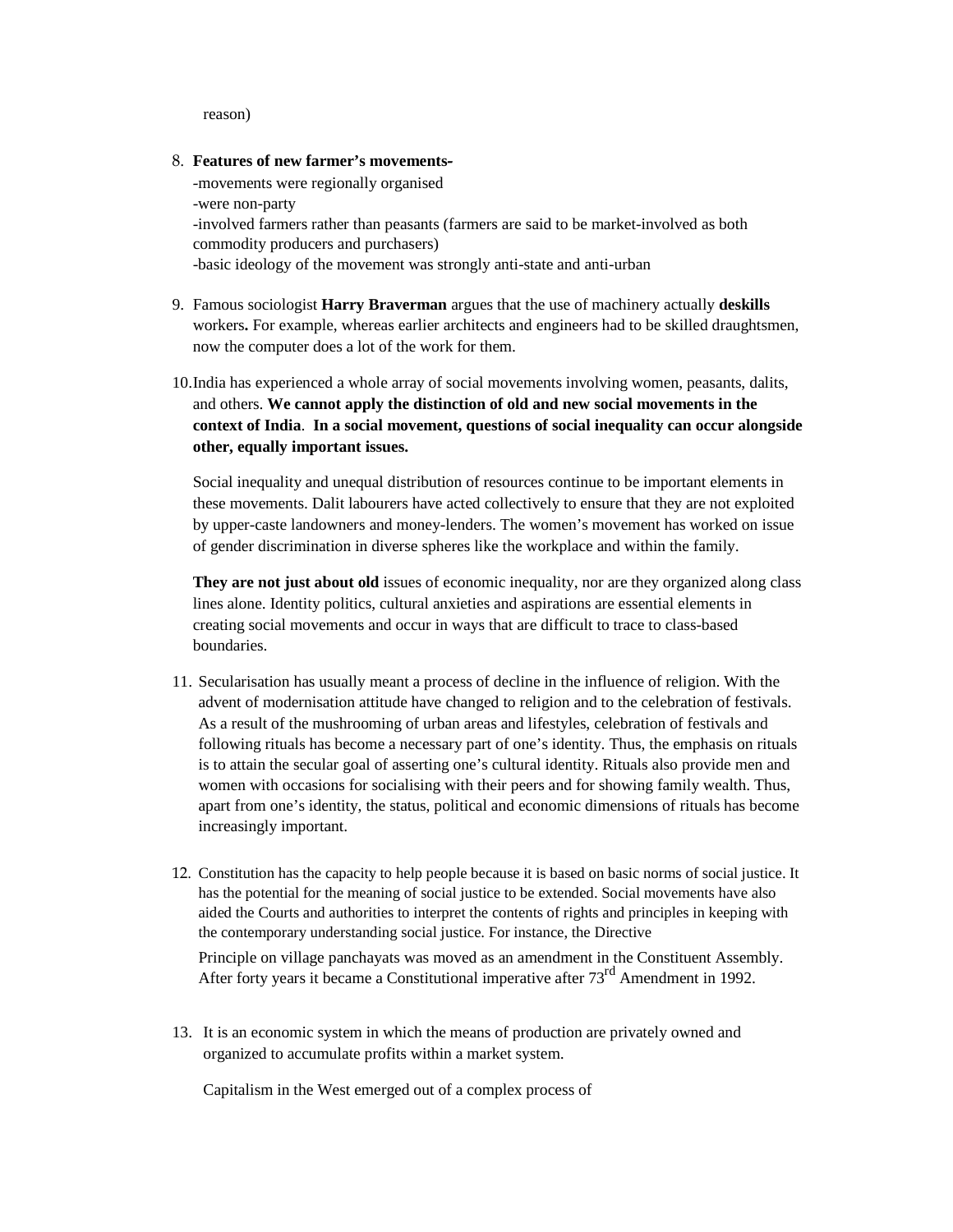reason)

8. **Features of new farmer's movements-**
   -movements were regionally organised
   -were non-party
   -involved farmers rather than peasants (farmers are said to be market-involved as both commodity producers and purchasers)
   -basic ideology of the movement was strongly anti-state and anti-urban

9. Famous sociologist **Harry Braverman** argues that the use of machinery actually **deskills** workers**.** For example, whereas earlier architects and engineers had to be skilled draughtsmen, now the computer does a lot of the work for them.

10. India has experienced a whole array of social movements involving women, peasants, dalits, and others. **We cannot apply the distinction of old and new social movements in the context of India**. **In a social movement, questions of social inequality can occur alongside other, equally important issues.**

    Social inequality and unequal distribution of resources continue to be important elements in these movements. Dalit labourers have acted collectively to ensure that they are not exploited by upper-caste landowners and money-lenders. The women's movement has worked on issue of gender discrimination in diverse spheres like the workplace and within the family.

    **They are not just about old** issues of economic inequality, nor are they organized along class lines alone. Identity politics, cultural anxieties and aspirations are essential elements in creating social movements and occur in ways that are difficult to trace to class-based boundaries.

11. Secularisation has usually meant a process of decline in the influence of religion. With the advent of modernisation attitude have changed to religion and to the celebration of festivals. As a result of the mushrooming of urban areas and lifestyles, celebration of festivals and following rituals has become a necessary part of one's identity. Thus, the emphasis on rituals is to attain the secular goal of asserting one's cultural identity. Rituals also provide men and women with occasions for socialising with their peers and for showing family wealth. Thus, apart from one's identity, the status, political and economic dimensions of rituals has become increasingly important.

12. Constitution has the capacity to help people because it is based on basic norms of social justice. It has the potential for the meaning of social justice to be extended. Social movements have also aided the Courts and authorities to interpret the contents of rights and principles in keeping with the contemporary understanding social justice. For instance, the Directive

    Principle on village panchayats was moved as an amendment in the Constituent Assembly. After forty years it became a Constitutional imperative after 73rd Amendment in 1992.

13. It is an economic system in which the means of production are privately owned and organized to accumulate profits within a market system.

    Capitalism in the West emerged out of a complex process of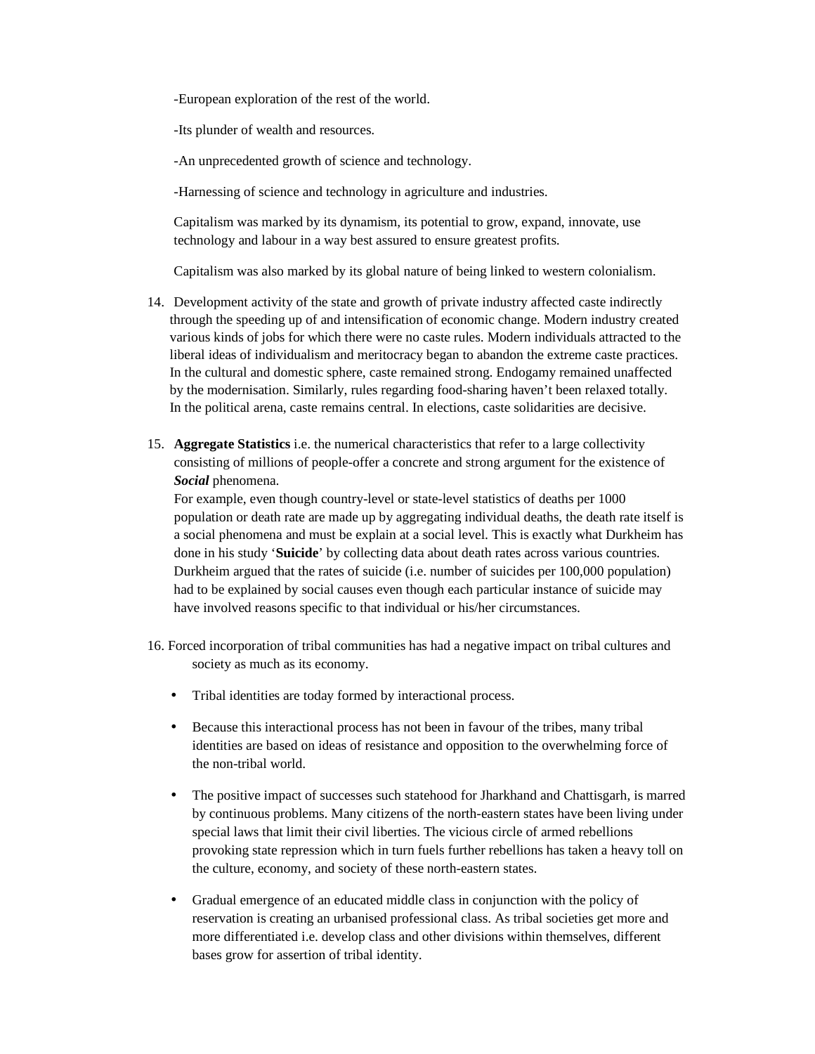-European exploration of the rest of the world.

-Its plunder of wealth and resources.

-An unprecedented growth of science and technology.

-Harnessing of science and technology in agriculture and industries.

Capitalism was marked by its dynamism, its potential to grow, expand, innovate, use technology and labour in a way best assured to ensure greatest profits.

Capitalism was also marked by its global nature of being linked to western colonialism.

14. Development activity of the state and growth of private industry affected caste indirectly through the speeding up of and intensification of economic change. Modern industry created various kinds of jobs for which there were no caste rules. Modern individuals attracted to the liberal ideas of individualism and meritocracy began to abandon the extreme caste practices. In the cultural and domestic sphere, caste remained strong. Endogamy remained unaffected by the modernisation. Similarly, rules regarding food-sharing haven't been relaxed totally. In the political arena, caste remains central. In elections, caste solidarities are decisive.

15. **Aggregate Statistics** i.e. the numerical characteristics that refer to a large collectivity consisting of millions of people-offer a concrete and strong argument for the existence of ***Social*** phenomena.
    For example, even though country-level or state-level statistics of deaths per 1000 population or death rate are made up by aggregating individual deaths, the death rate itself is a social phenomena and must be explain at a social level. This is exactly what Durkheim has done in his study '**Suicide**' by collecting data about death rates across various countries. Durkheim argued that the rates of suicide (i.e. number of suicides per 100,000 population) had to be explained by social causes even though each particular instance of suicide may have involved reasons specific to that individual or his/her circumstances.

16. Forced incorporation of tribal communities has had a negative impact on tribal cultures and society as much as its economy.

    - Tribal identities are today formed by interactional process.
    - Because this interactional process has not been in favour of the tribes, many tribal identities are based on ideas of resistance and opposition to the overwhelming force of the non-tribal world.
    - The positive impact of successes such statehood for Jharkhand and Chattisgarh, is marred by continuous problems. Many citizens of the north-eastern states have been living under special laws that limit their civil liberties. The vicious circle of armed rebellions provoking state repression which in turn fuels further rebellions has taken a heavy toll on the culture, economy, and society of these north-eastern states.
    - Gradual emergence of an educated middle class in conjunction with the policy of reservation is creating an urbanised professional class. As tribal societies get more and more differentiated i.e. develop class and other divisions within themselves, different bases grow for assertion of tribal identity.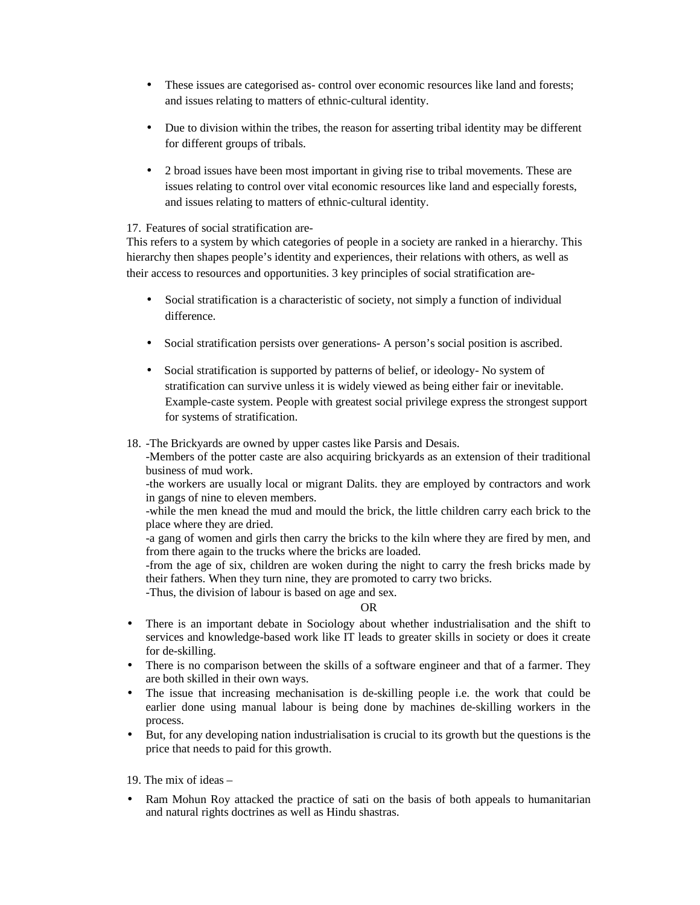- These issues are categorised as- control over economic resources like land and forests; and issues relating to matters of ethnic-cultural identity.
- Due to division within the tribes, the reason for asserting tribal identity may be different for different groups of tribals.
- 2 broad issues have been most important in giving rise to tribal movements. These are issues relating to control over vital economic resources like land and especially forests, and issues relating to matters of ethnic-cultural identity.

17. Features of social stratification are-

This refers to a system by which categories of people in a society are ranked in a hierarchy. This hierarchy then shapes people's identity and experiences, their relations with others, as well as their access to resources and opportunities. 3 key principles of social stratification are-

- Social stratification is a characteristic of society, not simply a function of individual difference.
- Social stratification persists over generations- A person's social position is ascribed.
- Social stratification is supported by patterns of belief, or ideology- No system of stratification can survive unless it is widely viewed as being either fair or inevitable. Example-caste system. People with greatest social privilege express the strongest support for systems of stratification.

18. -The Brickyards are owned by upper castes like Parsis and Desais.
    -Members of the potter caste are also acquiring brickyards as an extension of their traditional business of mud work.
    -the workers are usually local or migrant Dalits. they are employed by contractors and work in gangs of nine to eleven members.
    -while the men knead the mud and mould the brick, the little children carry each brick to the place where they are dried.
    -a gang of women and girls then carry the bricks to the kiln where they are fired by men, and from there again to the trucks where the bricks are loaded.
    -from the age of six, children are woken during the night to carry the fresh bricks made by their fathers. When they turn nine, they are promoted to carry two bricks.
    -Thus, the division of labour is based on age and sex.

OR

- There is an important debate in Sociology about whether industrialisation and the shift to services and knowledge-based work like IT leads to greater skills in society or does it create for de-skilling.
- There is no comparison between the skills of a software engineer and that of a farmer. They are both skilled in their own ways.
- The issue that increasing mechanisation is de-skilling people i.e. the work that could be earlier done using manual labour is being done by machines de-skilling workers in the process.
- But, for any developing nation industrialisation is crucial to its growth but the questions is the price that needs to paid for this growth.

19. The mix of ideas –

- Ram Mohun Roy attacked the practice of sati on the basis of both appeals to humanitarian and natural rights doctrines as well as Hindu shastras.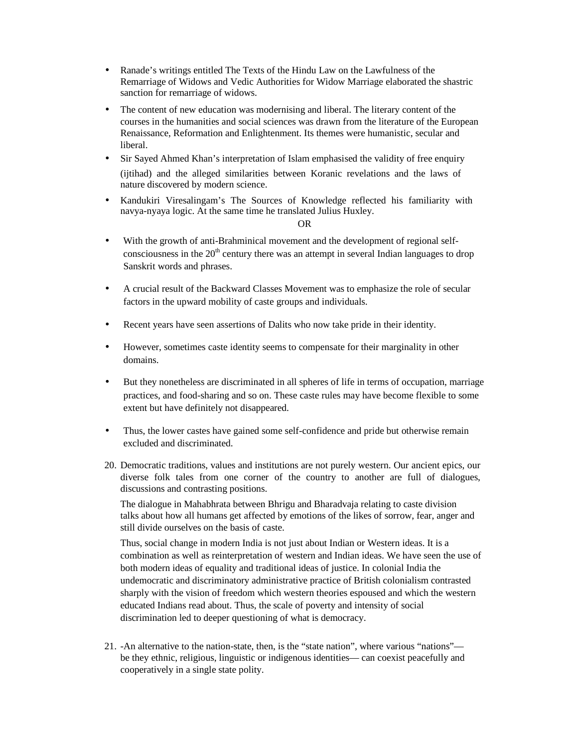- Ranade's writings entitled The Texts of the Hindu Law on the Lawfulness of the Remarriage of Widows and Vedic Authorities for Widow Marriage elaborated the shastric sanction for remarriage of widows.
- The content of new education was modernising and liberal. The literary content of the courses in the humanities and social sciences was drawn from the literature of the European Renaissance, Reformation and Enlightenment. Its themes were humanistic, secular and liberal.
- Sir Sayed Ahmed Khan's interpretation of Islam emphasised the validity of free enquiry (ijtihad) and the alleged similarities between Koranic revelations and the laws of nature discovered by modern science.
- Kandukiri Viresalingam's The Sources of Knowledge reflected his familiarity with navya-nyaya logic. At the same time he translated Julius Huxley.

OR

- With the growth of anti-Brahminical movement and the development of regional self-consciousness in the 20th century there was an attempt in several Indian languages to drop Sanskrit words and phrases.
- A crucial result of the Backward Classes Movement was to emphasize the role of secular factors in the upward mobility of caste groups and individuals.
- Recent years have seen assertions of Dalits who now take pride in their identity.
- However, sometimes caste identity seems to compensate for their marginality in other domains.
- But they nonetheless are discriminated in all spheres of life in terms of occupation, marriage practices, and food-sharing and so on. These caste rules may have become flexible to some extent but have definitely not disappeared.
- Thus, the lower castes have gained some self-confidence and pride but otherwise remain excluded and discriminated.

20. Democratic traditions, values and institutions are not purely western. Our ancient epics, our diverse folk tales from one corner of the country to another are full of dialogues, discussions and contrasting positions.

    The dialogue in Mahabhrata between Bhrigu and Bharadvaja relating to caste division talks about how all humans get affected by emotions of the likes of sorrow, fear, anger and still divide ourselves on the basis of caste.

    Thus, social change in modern India is not just about Indian or Western ideas. It is a combination as well as reinterpretation of western and Indian ideas. We have seen the use of both modern ideas of equality and traditional ideas of justice. In colonial India the undemocratic and discriminatory administrative practice of British colonialism contrasted sharply with the vision of freedom which western theories espoused and which the western educated Indians read about. Thus, the scale of poverty and intensity of social discrimination led to deeper questioning of what is democracy.

21. -An alternative to the nation-state, then, is the "state nation", where various "nations"— be they ethnic, religious, linguistic or indigenous identities— can coexist peacefully and cooperatively in a single state polity.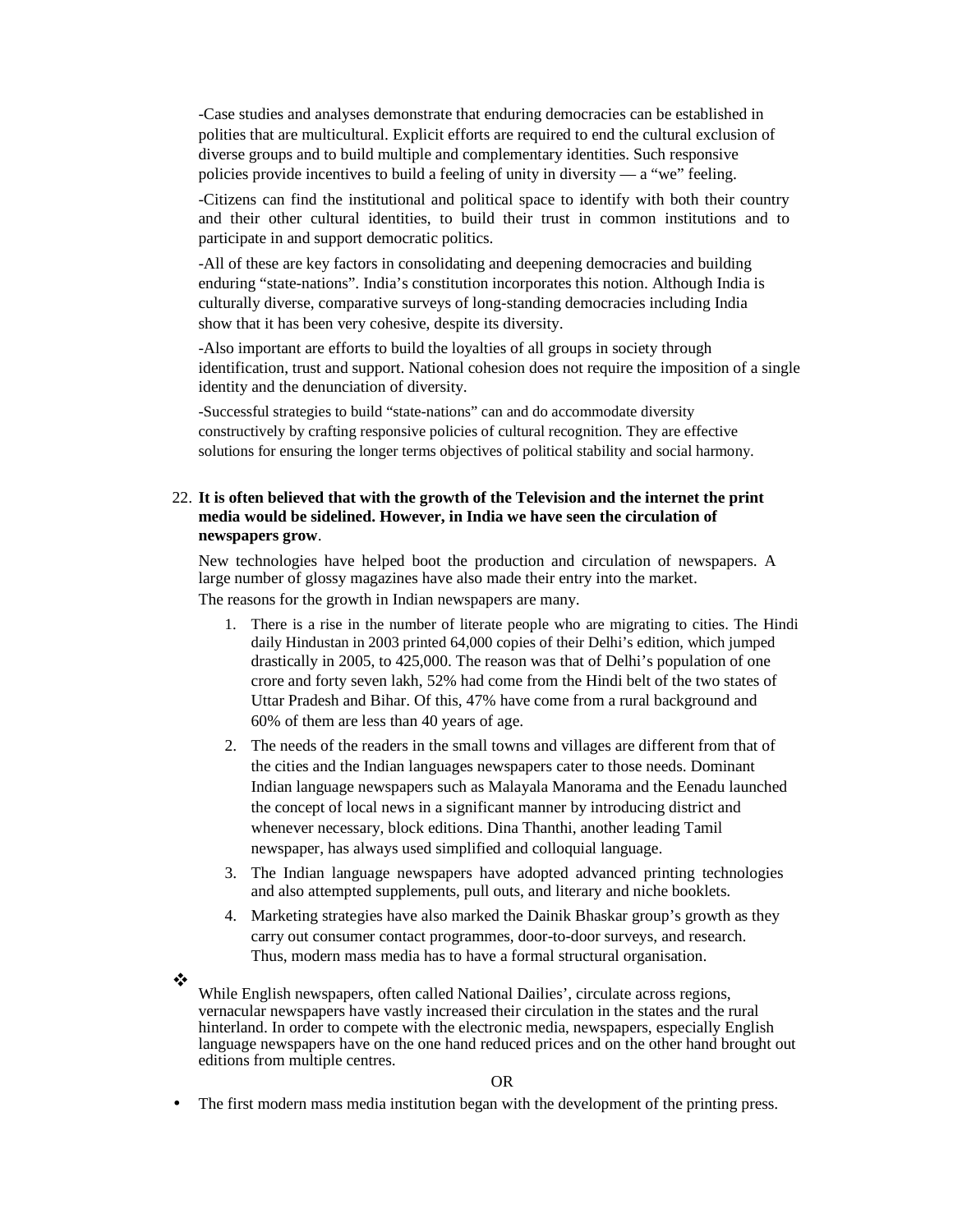-Case studies and analyses demonstrate that enduring democracies can be established in polities that are multicultural. Explicit efforts are required to end the cultural exclusion of diverse groups and to build multiple and complementary identities. Such responsive policies provide incentives to build a feeling of unity in diversity — a "we" feeling.

-Citizens can find the institutional and political space to identify with both their country and their other cultural identities, to build their trust in common institutions and to participate in and support democratic politics.

-All of these are key factors in consolidating and deepening democracies and building enduring "state-nations". India's constitution incorporates this notion. Although India is culturally diverse, comparative surveys of long-standing democracies including India show that it has been very cohesive, despite its diversity.

-Also important are efforts to build the loyalties of all groups in society through identification, trust and support. National cohesion does not require the imposition of a single identity and the denunciation of diversity.

-Successful strategies to build "state-nations" can and do accommodate diversity constructively by crafting responsive policies of cultural recognition. They are effective solutions for ensuring the longer terms objectives of political stability and social harmony.

22. **It is often believed that with the growth of the Television and the internet the print media would be sidelined. However, in India we have seen the circulation of newspapers grow**.

New technologies have helped boot the production and circulation of newspapers. A large number of glossy magazines have also made their entry into the market.

The reasons for the growth in Indian newspapers are many.

1. There is a rise in the number of literate people who are migrating to cities. The Hindi daily Hindustan in 2003 printed 64,000 copies of their Delhi's edition, which jumped drastically in 2005, to 425,000. The reason was that of Delhi's population of one crore and forty seven lakh, 52% had come from the Hindi belt of the two states of Uttar Pradesh and Bihar. Of this, 47% have come from a rural background and 60% of them are less than 40 years of age.
2. The needs of the readers in the small towns and villages are different from that of the cities and the Indian languages newspapers cater to those needs. Dominant Indian language newspapers such as Malayala Manorama and the Eenadu launched the concept of local news in a significant manner by introducing district and whenever necessary, block editions. Dina Thanthi, another leading Tamil newspaper, has always used simplified and colloquial language.
3. The Indian language newspapers have adopted advanced printing technologies and also attempted supplements, pull outs, and literary and niche booklets.
4. Marketing strategies have also marked the Dainik Bhaskar group's growth as they carry out consumer contact programmes, door-to-door surveys, and research. Thus, modern mass media has to have a formal structural organisation.

❖ While English newspapers, often called National Dailies', circulate across regions, vernacular newspapers have vastly increased their circulation in the states and the rural hinterland. In order to compete with the electronic media, newspapers, especially English language newspapers have on the one hand reduced prices and on the other hand brought out editions from multiple centres.

OR

- The first modern mass media institution began with the development of the printing press.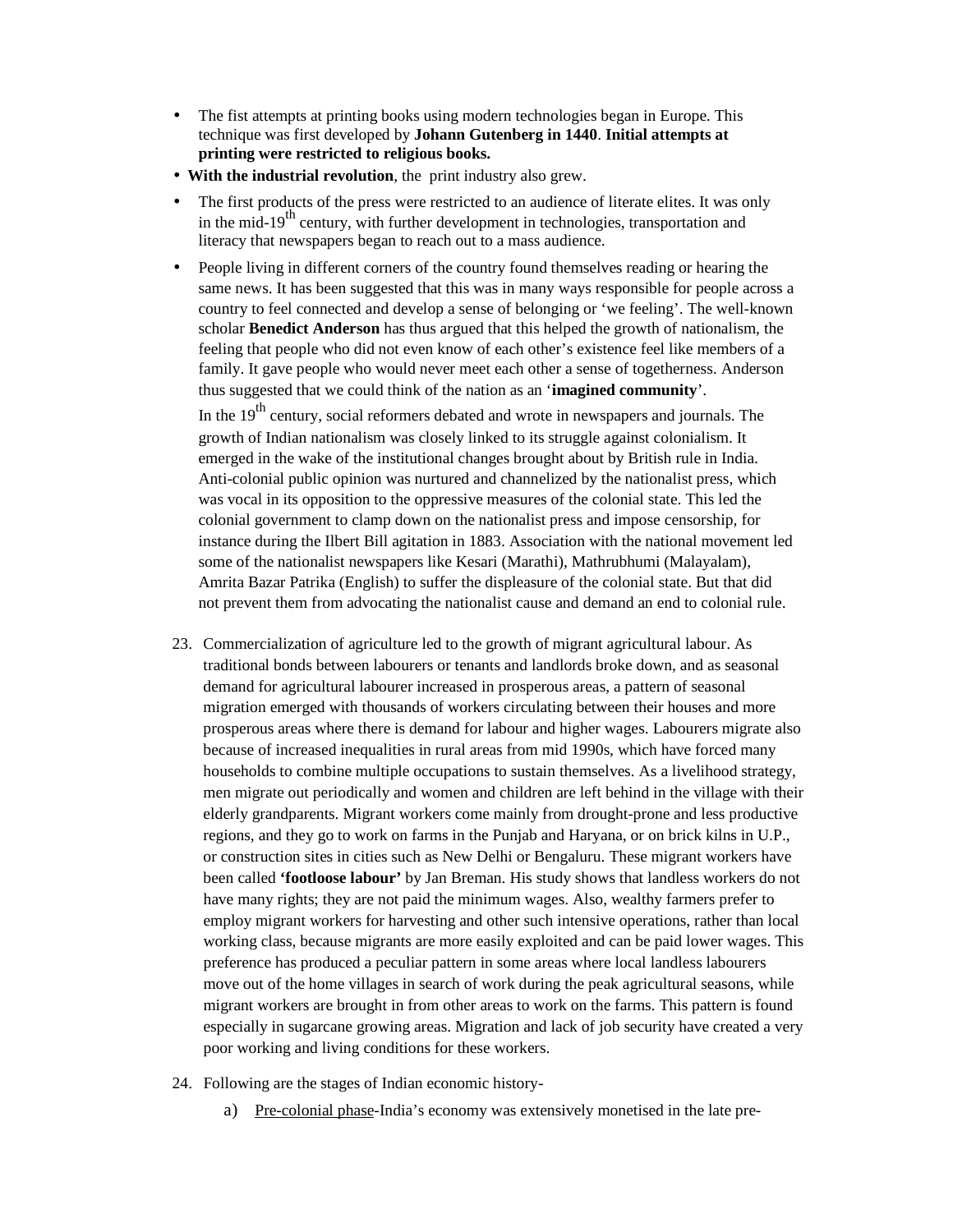- The fist attempts at printing books using modern technologies began in Europe. This technique was first developed by **Johann Gutenberg in 1440**. **Initial attempts at printing were restricted to religious books.**
- **With the industrial revolution**, the print industry also grew.
- The first products of the press were restricted to an audience of literate elites. It was only in the mid-19th century, with further development in technologies, transportation and literacy that newspapers began to reach out to a mass audience.
- People living in different corners of the country found themselves reading or hearing the same news. It has been suggested that this was in many ways responsible for people across a country to feel connected and develop a sense of belonging or 'we feeling'. The well-known scholar **Benedict Anderson** has thus argued that this helped the growth of nationalism, the feeling that people who did not even know of each other's existence feel like members of a family. It gave people who would never meet each other a sense of togetherness. Anderson thus suggested that we could think of the nation as an '**imagined community**'.

  In the 19th century, social reformers debated and wrote in newspapers and journals. The growth of Indian nationalism was closely linked to its struggle against colonialism. It emerged in the wake of the institutional changes brought about by British rule in India. Anti-colonial public opinion was nurtured and channelized by the nationalist press, which was vocal in its opposition to the oppressive measures of the colonial state. This led the colonial government to clamp down on the nationalist press and impose censorship, for instance during the Ilbert Bill agitation in 1883. Association with the national movement led some of the nationalist newspapers like Kesari (Marathi), Mathrubhumi (Malayalam), Amrita Bazar Patrika (English) to suffer the displeasure of the colonial state. But that did not prevent them from advocating the nationalist cause and demand an end to colonial rule.

23. Commercialization of agriculture led to the growth of migrant agricultural labour. As traditional bonds between labourers or tenants and landlords broke down, and as seasonal demand for agricultural labourer increased in prosperous areas, a pattern of seasonal migration emerged with thousands of workers circulating between their houses and more prosperous areas where there is demand for labour and higher wages. Labourers migrate also because of increased inequalities in rural areas from mid 1990s, which have forced many households to combine multiple occupations to sustain themselves. As a livelihood strategy, men migrate out periodically and women and children are left behind in the village with their elderly grandparents. Migrant workers come mainly from drought-prone and less productive regions, and they go to work on farms in the Punjab and Haryana, or on brick kilns in U.P., or construction sites in cities such as New Delhi or Bengaluru. These migrant workers have been called **'footloose labour'** by Jan Breman. His study shows that landless workers do not have many rights; they are not paid the minimum wages. Also, wealthy farmers prefer to employ migrant workers for harvesting and other such intensive operations, rather than local working class, because migrants are more easily exploited and can be paid lower wages. This preference has produced a peculiar pattern in some areas where local landless labourers move out of the home villages in search of work during the peak agricultural seasons, while migrant workers are brought in from other areas to work on the farms. This pattern is found especially in sugarcane growing areas. Migration and lack of job security have created a very poor working and living conditions for these workers.

24. Following are the stages of Indian economic history-
    a) <u>Pre-colonial phase</u>-India's economy was extensively monetised in the late pre-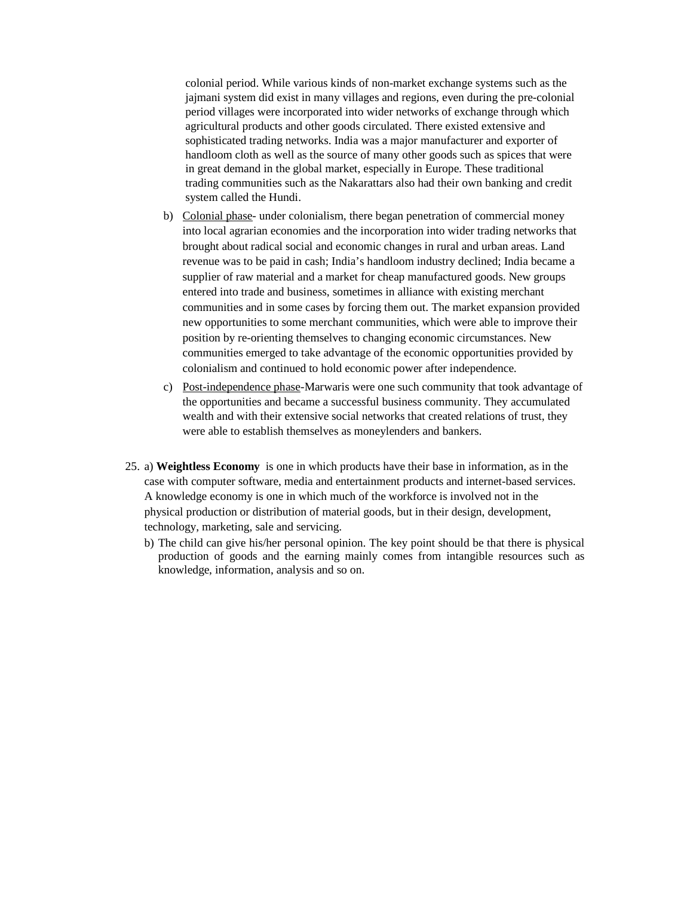colonial period. While various kinds of non-market exchange systems such as the jajmani system did exist in many villages and regions, even during the pre-colonial period villages were incorporated into wider networks of exchange through which agricultural products and other goods circulated. There existed extensive and sophisticated trading networks. India was a major manufacturer and exporter of handloom cloth as well as the source of many other goods such as spices that were in great demand in the global market, especially in Europe. These traditional trading communities such as the Nakarattars also had their own banking and credit system called the Hundi.

b) <u>Colonial phase</u>- under colonialism, there began penetration of commercial money into local agrarian economies and the incorporation into wider trading networks that brought about radical social and economic changes in rural and urban areas. Land revenue was to be paid in cash; India's handloom industry declined; India became a supplier of raw material and a market for cheap manufactured goods. New groups entered into trade and business, sometimes in alliance with existing merchant communities and in some cases by forcing them out. The market expansion provided new opportunities to some merchant communities, which were able to improve their position by re-orienting themselves to changing economic circumstances. New communities emerged to take advantage of the economic opportunities provided by colonialism and continued to hold economic power after independence.

c) <u>Post-independence phase</u>-Marwaris were one such community that took advantage of the opportunities and became a successful business community. They accumulated wealth and with their extensive social networks that created relations of trust, they were able to establish themselves as moneylenders and bankers.

25. a) **Weightless Economy** is one in which products have their base in information, as in the case with computer software, media and entertainment products and internet-based services. A knowledge economy is one in which much of the workforce is involved not in the physical production or distribution of material goods, but in their design, development, technology, marketing, sale and servicing.

    b) The child can give his/her personal opinion. The key point should be that there is physical production of goods and the earning mainly comes from intangible resources such as knowledge, information, analysis and so on.